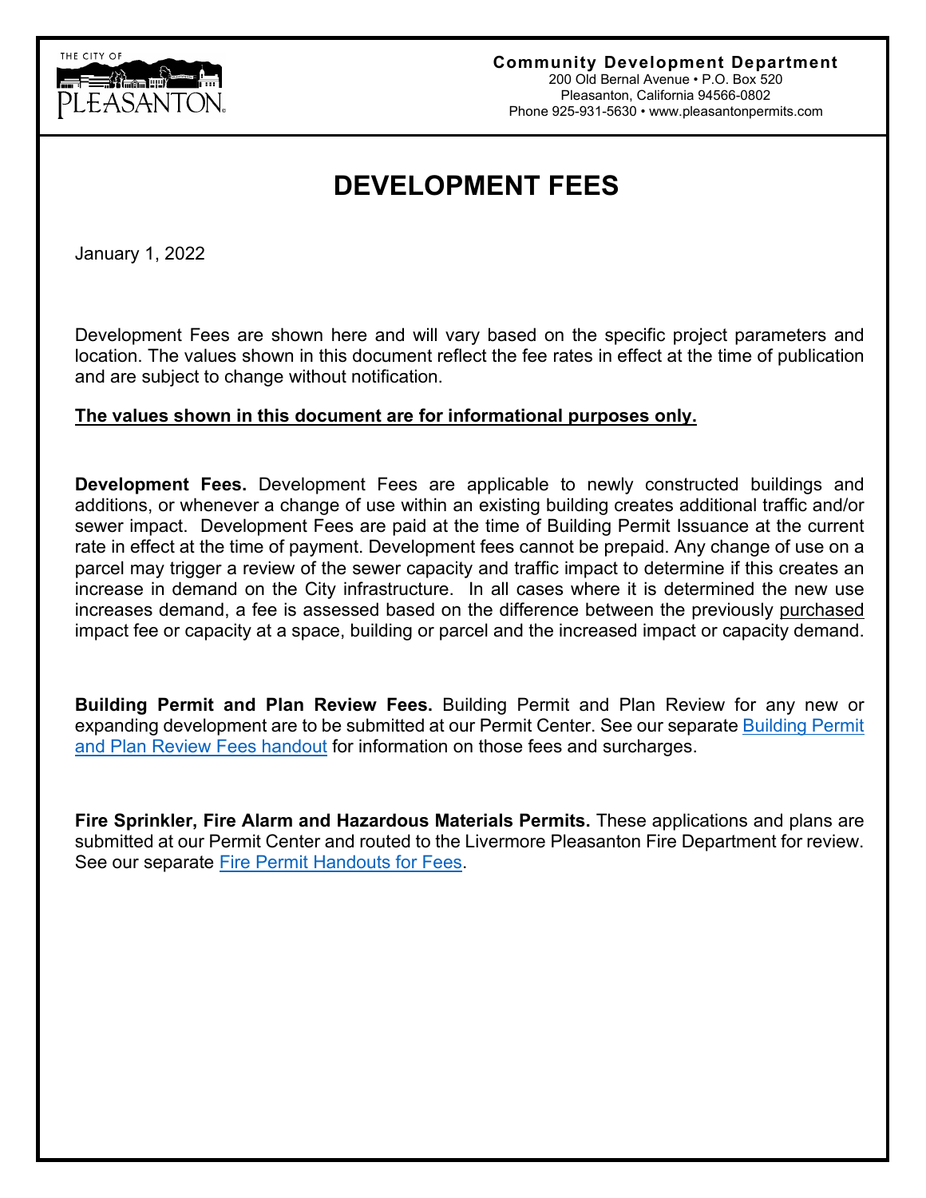**Community Development Department**
200 Old Bernal Avenue • P.O. Box 520
Pleasanton, California 94566-0802
Phone 925-931-5630 • www.pleasantonpermits.com

# DEVELOPMENT FEES

January 1, 2022

Development Fees are shown here and will vary based on the specific project parameters and location. The values shown in this document reflect the fee rates in effect at the time of publication and are subject to change without notification.

**The values shown in this document are for informational purposes only.**

**Development Fees.** Development Fees are applicable to newly constructed buildings and additions, or whenever a change of use within an existing building creates additional traffic and/or sewer impact. Development Fees are paid at the time of Building Permit Issuance at the current rate in effect at the time of payment. Development fees cannot be prepaid. Any change of use on a parcel may trigger a review of the sewer capacity and traffic impact to determine if this creates an increase in demand on the City infrastructure. In all cases where it is determined the new use increases demand, a fee is assessed based on the difference between the previously purchased impact fee or capacity at a space, building or parcel and the increased impact or capacity demand.

**Building Permit and Plan Review Fees.** Building Permit and Plan Review for any new or expanding development are to be submitted at our Permit Center. See our separate Building Permit and Plan Review Fees handout for information on those fees and surcharges.

**Fire Sprinkler, Fire Alarm and Hazardous Materials Permits.** These applications and plans are submitted at our Permit Center and routed to the Livermore Pleasanton Fire Department for review. See our separate Fire Permit Handouts for Fees.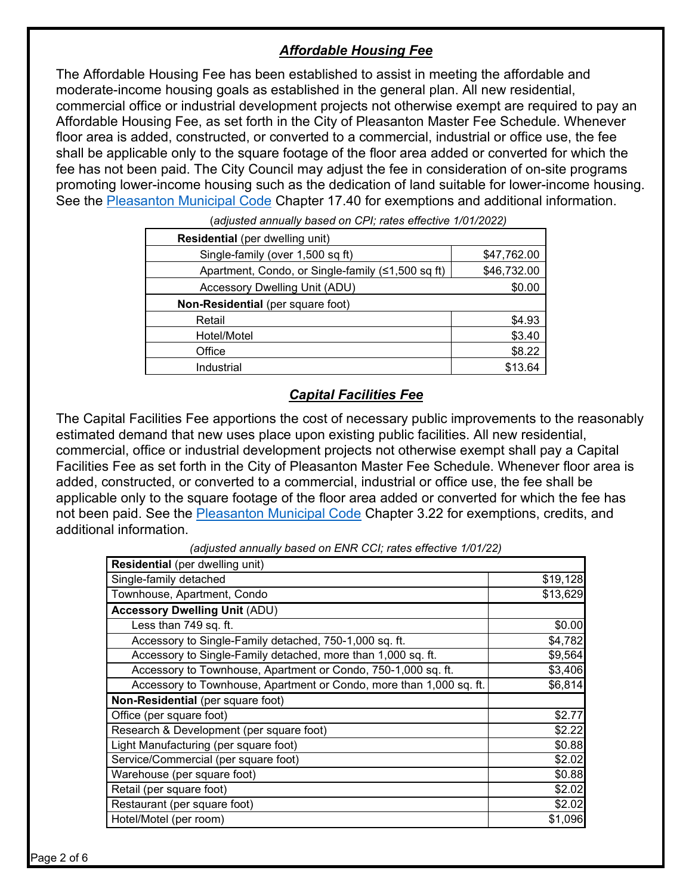## *Affordable Housing Fee*

The Affordable Housing Fee has been established to assist in meeting the affordable and moderate-income housing goals as established in the general plan. All new residential, commercial office or industrial development projects not otherwise exempt are required to pay an Affordable Housing Fee, as set forth in the City of Pleasanton Master Fee Schedule. Whenever floor area is added, constructed, or converted to a commercial, industrial or office use, the fee shall be applicable only to the square footage of the floor area added or converted for which the fee has not been paid. The City Council may adjust the fee in consideration of on-site programs promoting lower-income housing such as the dedication of land suitable for lower-income housing. See the Pleasanton Municipal Code Chapter 17.40 for exemptions and additional information.

*(adjusted annually based on CPI; rates effective 1/01/2022)*

| **Residential** (per dwelling unit) | |
|---|---|
| Single-family (over 1,500 sq ft) | $47,762.00 |
| Apartment, Condo, or Single-family (≤1,500 sq ft) | $46,732.00 |
| Accessory Dwelling Unit (ADU) | $0.00 |
| **Non-Residential** (per square foot) | |
| Retail | $4.93 |
| Hotel/Motel | $3.40 |
| Office | $8.22 |
| Industrial | $13.64 |

## *Capital Facilities Fee*

The Capital Facilities Fee apportions the cost of necessary public improvements to the reasonably estimated demand that new uses place upon existing public facilities. All new residential, commercial, office or industrial development projects not otherwise exempt shall pay a Capital Facilities Fee as set forth in the City of Pleasanton Master Fee Schedule. Whenever floor area is added, constructed, or converted to a commercial, industrial or office use, the fee shall be applicable only to the square footage of the floor area added or converted for which the fee has not been paid. See the Pleasanton Municipal Code Chapter 3.22 for exemptions, credits, and additional information.

*(adjusted annually based on ENR CCI; rates effective 1/01/22)*

| **Residential** (per dwelling unit) | |
|---|---|
| Single-family detached | $19,128 |
| Townhouse, Apartment, Condo | $13,629 |
| **Accessory Dwelling Unit** (ADU) | |
| Less than 749 sq. ft. | $0.00 |
| Accessory to Single-Family detached, 750-1,000 sq. ft. | $4,782 |
| Accessory to Single-Family detached, more than 1,000 sq. ft. | $9,564 |
| Accessory to Townhouse, Apartment or Condo, 750-1,000 sq. ft. | $3,406 |
| Accessory to Townhouse, Apartment or Condo, more than 1,000 sq. ft. | $6,814 |
| **Non-Residential** (per square foot) | |
| Office (per square foot) | $2.77 |
| Research & Development (per square foot) | $2.22 |
| Light Manufacturing (per square foot) | $0.88 |
| Service/Commercial (per square foot) | $2.02 |
| Warehouse (per square foot) | $0.88 |
| Retail (per square foot) | $2.02 |
| Restaurant (per square foot) | $2.02 |
| Hotel/Motel (per room) | $1,096 |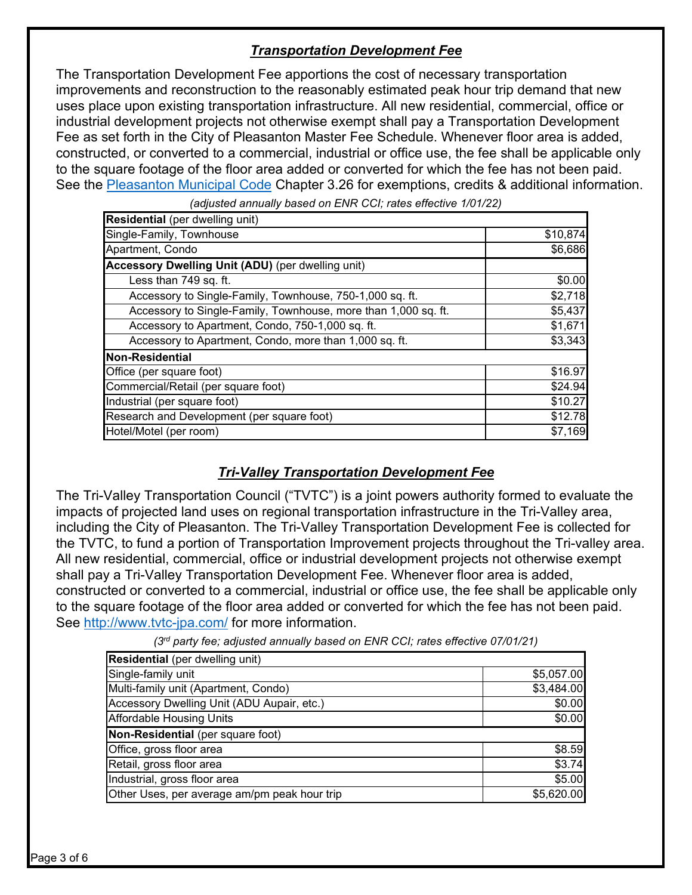## ***Transportation Development Fee***

The Transportation Development Fee apportions the cost of necessary transportation improvements and reconstruction to the reasonably estimated peak hour trip demand that new uses place upon existing transportation infrastructure. All new residential, commercial, office or industrial development projects not otherwise exempt shall pay a Transportation Development Fee as set forth in the City of Pleasanton Master Fee Schedule. Whenever floor area is added, constructed, or converted to a commercial, industrial or office use, the fee shall be applicable only to the square footage of the floor area added or converted for which the fee has not been paid. See the [Pleasanton Municipal Code](#) Chapter 3.26 for exemptions, credits & additional information.

*(adjusted annually based on ENR CCI; rates effective 1/01/22)*

| **Residential** (per dwelling unit) | |
|---|---|
| Single-Family, Townhouse | $10,874 |
| Apartment, Condo | $6,686 |
| **Accessory Dwelling Unit (ADU)** (per dwelling unit) | |
| Less than 749 sq. ft. | $0.00 |
| Accessory to Single-Family, Townhouse, 750-1,000 sq. ft. | $2,718 |
| Accessory to Single-Family, Townhouse, more than 1,000 sq. ft. | $5,437 |
| Accessory to Apartment, Condo, 750-1,000 sq. ft. | $1,671 |
| Accessory to Apartment, Condo, more than 1,000 sq. ft. | $3,343 |
| **Non-Residential** | |
| Office (per square foot) | $16.97 |
| Commercial/Retail (per square foot) | $24.94 |
| Industrial (per square foot) | $10.27 |
| Research and Development (per square foot) | $12.78 |
| Hotel/Motel (per room) | $7,169 |

## ***Tri-Valley Transportation Development Fee***

The Tri-Valley Transportation Council ("TVTC") is a joint powers authority formed to evaluate the impacts of projected land uses on regional transportation infrastructure in the Tri-Valley area, including the City of Pleasanton. The Tri-Valley Transportation Development Fee is collected for the TVTC, to fund a portion of Transportation Improvement projects throughout the Tri-valley area. All new residential, commercial, office or industrial development projects not otherwise exempt shall pay a Tri-Valley Transportation Development Fee. Whenever floor area is added, constructed or converted to a commercial, industrial or office use, the fee shall be applicable only to the square footage of the floor area added or converted for which the fee has not been paid. See [http://www.tvtc-jpa.com/](http://www.tvtc-jpa.com/) for more information.

*(3rd party fee; adjusted annually based on ENR CCI; rates effective 07/01/21)*

| **Residential** (per dwelling unit) | |
|---|---|
| Single-family unit | $5,057.00 |
| Multi-family unit (Apartment, Condo) | $3,484.00 |
| Accessory Dwelling Unit (ADU Aupair, etc.) | $0.00 |
| Affordable Housing Units | $0.00 |
| **Non-Residential** (per square foot) | |
| Office, gross floor area | $8.59 |
| Retail, gross floor area | $3.74 |
| Industrial, gross floor area | $5.00 |
| Other Uses, per average am/pm peak hour trip | $5,620.00 |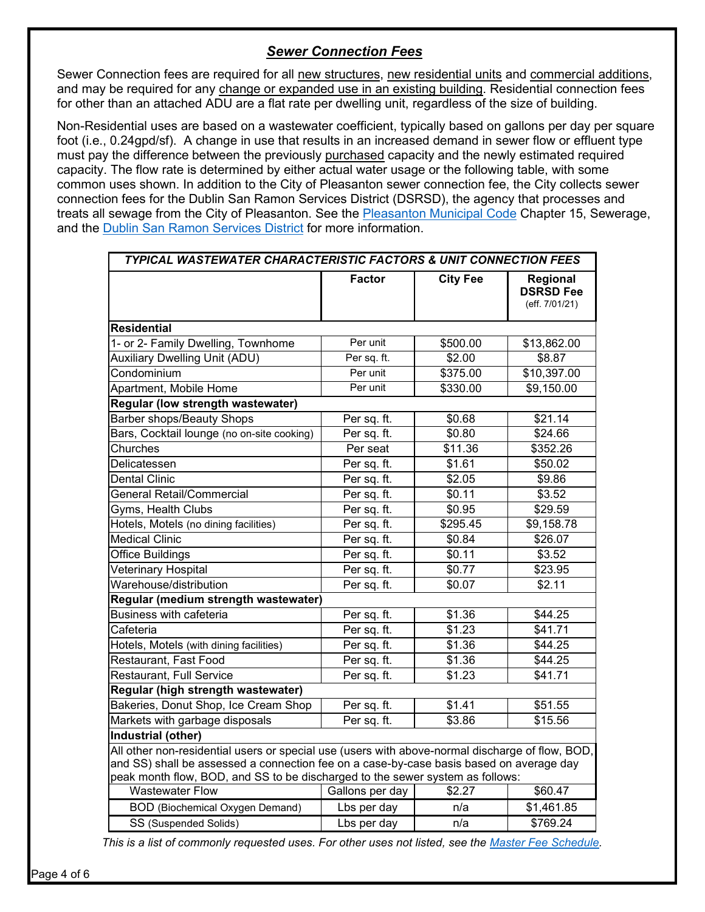## ***Sewer Connection Fees***

Sewer Connection fees are required for all new structures, new residential units and commercial additions, and may be required for any change or expanded use in an existing building. Residential connection fees for other than an attached ADU are a flat rate per dwelling unit, regardless of the size of building.

Non-Residential uses are based on a wastewater coefficient, typically based on gallons per day per square foot (i.e., 0.24gpd/sf). A change in use that results in an increased demand in sewer flow or effluent type must pay the difference between the previously purchased capacity and the newly estimated required capacity. The flow rate is determined by either actual water usage or the following table, with some common uses shown. In addition to the City of Pleasanton sewer connection fee, the City collects sewer connection fees for the Dublin San Ramon Services District (DSRSD), the agency that processes and treats all sewage from the City of Pleasanton. See the Pleasanton Municipal Code Chapter 15, Sewerage, and the Dublin San Ramon Services District for more information.

| ***TYPICAL WASTEWATER CHARACTERISTIC FACTORS & UNIT CONNECTION FEES*** | | | |
|---|---|---|---|
| | **Factor** | **City Fee** | **Regional DSRSD Fee** (eff. 7/01/21) |
| **Residential** | | | |
| 1- or 2- Family Dwelling, Townhome | Per unit | $500.00 | $13,862.00 |
| Auxiliary Dwelling Unit (ADU) | Per sq. ft. | $2.00 | $8.87 |
| Condominium | Per unit | $375.00 | $10,397.00 |
| Apartment, Mobile Home | Per unit | $330.00 | $9,150.00 |
| **Regular (low strength wastewater)** | | | |
| Barber shops/Beauty Shops | Per sq. ft. | $0.68 | $21.14 |
| Bars, Cocktail lounge (no on-site cooking) | Per sq. ft. | $0.80 | $24.66 |
| Churches | Per seat | $11.36 | $352.26 |
| Delicatessen | Per sq. ft. | $1.61 | $50.02 |
| Dental Clinic | Per sq. ft. | $2.05 | $9.86 |
| General Retail/Commercial | Per sq. ft. | $0.11 | $3.52 |
| Gyms, Health Clubs | Per sq. ft. | $0.95 | $29.59 |
| Hotels, Motels (no dining facilities) | Per sq. ft. | $295.45 | $9,158.78 |
| Medical Clinic | Per sq. ft. | $0.84 | $26.07 |
| Office Buildings | Per sq. ft. | $0.11 | $3.52 |
| Veterinary Hospital | Per sq. ft. | $0.77 | $23.95 |
| Warehouse/distribution | Per sq. ft. | $0.07 | $2.11 |
| **Regular (medium strength wastewater)** | | | |
| Business with cafeteria | Per sq. ft. | $1.36 | $44.25 |
| Cafeteria | Per sq. ft. | $1.23 | $41.71 |
| Hotels, Motels (with dining facilities) | Per sq. ft. | $1.36 | $44.25 |
| Restaurant, Fast Food | Per sq. ft. | $1.36 | $44.25 |
| Restaurant, Full Service | Per sq. ft. | $1.23 | $41.71 |
| **Regular (high strength wastewater)** | | | |
| Bakeries, Donut Shop, Ice Cream Shop | Per sq. ft. | $1.41 | $51.55 |
| Markets with garbage disposals | Per sq. ft. | $3.86 | $15.56 |
| **Industrial (other)** | | | |
| All other non-residential users or special use (users with above-normal discharge of flow, BOD, and SS) shall be assessed a connection fee on a case-by-case basis based on average day peak month flow, BOD, and SS to be discharged to the sewer system as follows: | | | |
| Wastewater Flow | Gallons per day | $2.27 | $60.47 |
| BOD (Biochemical Oxygen Demand) | Lbs per day | n/a | $1,461.85 |
| SS (Suspended Solids) | Lbs per day | n/a | $769.24 |

*This is a list of commonly requested uses. For other uses not listed, see the Master Fee Schedule.*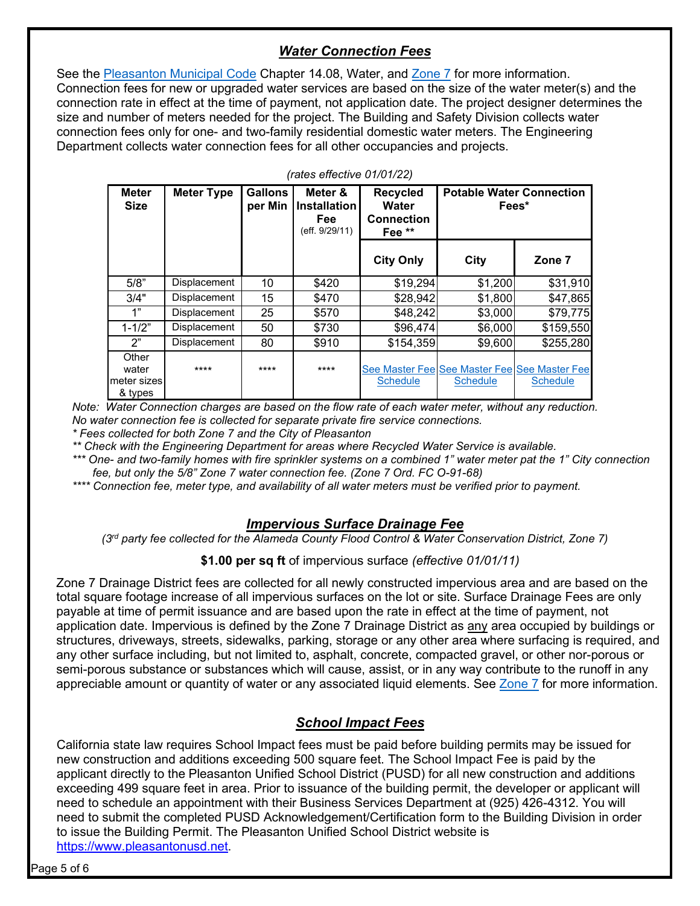## *Water Connection Fees*

See the Pleasanton Municipal Code Chapter 14.08, Water, and Zone 7 for more information. Connection fees for new or upgraded water services are based on the size of the water meter(s) and the connection rate in effect at the time of payment, not application date. The project designer determines the size and number of meters needed for the project. The Building and Safety Division collects water connection fees only for one- and two-family residential domestic water meters. The Engineering Department collects water connection fees for all other occupancies and projects.

*(rates effective 01/01/22)*

| Meter Size | Meter Type | Gallons per Min | Meter & Installation Fee (eff. 9/29/11) | Recycled Water Connection Fee ** | Potable Water Connection Fees* | |
|---|---|---|---|---|---|---|
| | | | | City Only | City | Zone 7 |
| 5/8" | Displacement | 10 | $420 | $19,294 | $1,200 | $31,910 |
| 3/4" | Displacement | 15 | $470 | $28,942 | $1,800 | $47,865 |
| 1" | Displacement | 25 | $570 | $48,242 | $3,000 | $79,775 |
| 1-1/2" | Displacement | 50 | $730 | $96,474 | $6,000 | $159,550 |
| 2" | Displacement | 80 | $910 | $154,359 | $9,600 | $255,280 |
| Other water meter sizes & types | **** | **** | **** | See Master Fee Schedule | See Master Fee Schedule | See Master Fee Schedule |

*Note: Water Connection charges are based on the flow rate of each water meter, without any reduction. No water connection fee is collected for separate private fire service connections.*

*\* Fees collected for both Zone 7 and the City of Pleasanton*

*\*\* Check with the Engineering Department for areas where Recycled Water Service is available.*

*\*\*\* One- and two-family homes with fire sprinkler systems on a combined 1" water meter pat the 1" City connection fee, but only the 5/8" Zone 7 water connection fee. (Zone 7 Ord. FC O-91-68)*

*\*\*\*\* Connection fee, meter type, and availability of all water meters must be verified prior to payment.*

## *Impervious Surface Drainage Fee*

*(3rd party fee collected for the Alameda County Flood Control & Water Conservation District, Zone 7)*

**$1.00 per sq ft** of impervious surface *(effective 01/01/11)*

Zone 7 Drainage District fees are collected for all newly constructed impervious area and are based on the total square footage increase of all impervious surfaces on the lot or site. Surface Drainage Fees are only payable at time of permit issuance and are based upon the rate in effect at the time of payment, not application date. Impervious is defined by the Zone 7 Drainage District as any area occupied by buildings or structures, driveways, streets, sidewalks, parking, storage or any other area where surfacing is required, and any other surface including, but not limited to, asphalt, concrete, compacted gravel, or other nor-porous or semi-porous substance or substances which will cause, assist, or in any way contribute to the runoff in any appreciable amount or quantity of water or any associated liquid elements. See Zone 7 for more information.

## *School Impact Fees*

California state law requires School Impact fees must be paid before building permits may be issued for new construction and additions exceeding 500 square feet. The School Impact Fee is paid by the applicant directly to the Pleasanton Unified School District (PUSD) for all new construction and additions exceeding 499 square feet in area. Prior to issuance of the building permit, the developer or applicant will need to schedule an appointment with their Business Services Department at (925) 426-4312. You will need to submit the completed PUSD Acknowledgement/Certification form to the Building Division in order to issue the Building Permit. The Pleasanton Unified School District website is https://www.pleasantonusd.net.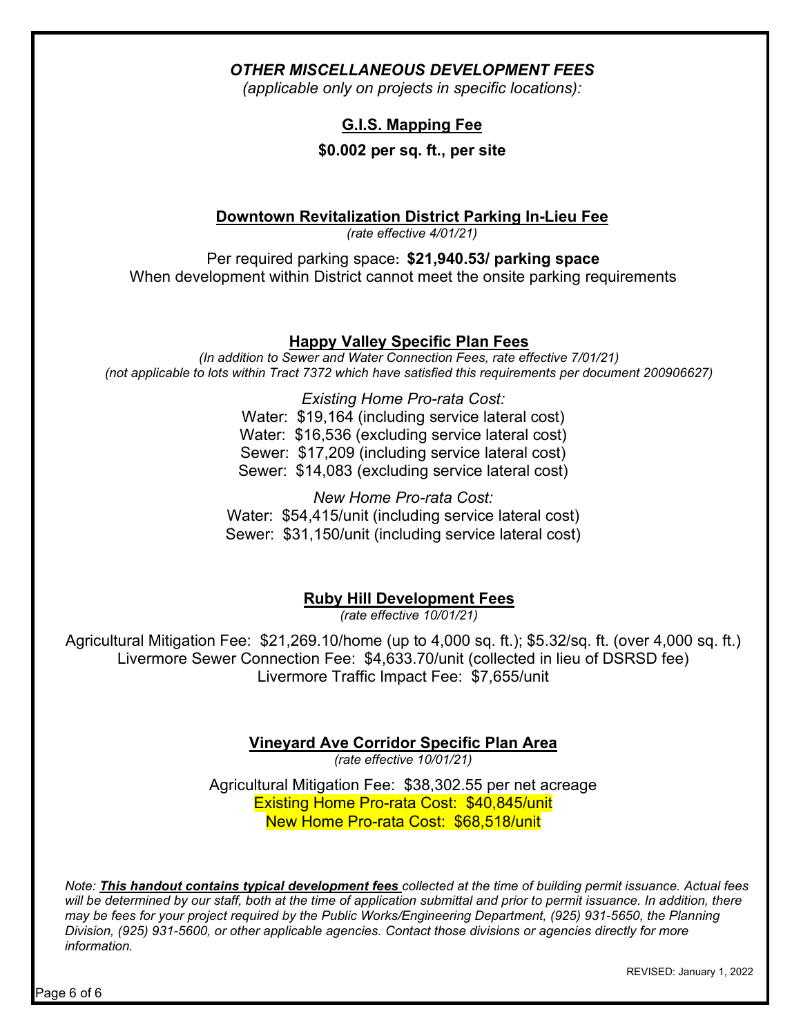## *OTHER MISCELLANEOUS DEVELOPMENT FEES*

*(applicable only on projects in specific locations):*

### G.I.S. Mapping Fee

**$0.002 per sq. ft., per site**

### Downtown Revitalization District Parking In-Lieu Fee

*(rate effective 4/01/21)*

Per required parking space**: $21,940.53/ parking space**
When development within District cannot meet the onsite parking requirements

### Happy Valley Specific Plan Fees

*(In addition to Sewer and Water Connection Fees, rate effective 7/01/21)*
*(not applicable to lots within Tract 7372 which have satisfied this requirements per document 200906627)*

*Existing Home Pro-rata Cost:*

Water: $19,164 (including service lateral cost)
Water: $16,536 (excluding service lateral cost)
Sewer: $17,209 (including service lateral cost)
Sewer: $14,083 (excluding service lateral cost)

*New Home Pro-rata Cost:*

Water: $54,415/unit (including service lateral cost)
Sewer: $31,150/unit (including service lateral cost)

### Ruby Hill Development Fees

*(rate effective 10/01/21)*

Agricultural Mitigation Fee: $21,269.10/home (up to 4,000 sq. ft.); $5.32/sq. ft. (over 4,000 sq. ft.)
Livermore Sewer Connection Fee: $4,633.70/unit (collected in lieu of DSRSD fee)
Livermore Traffic Impact Fee: $7,655/unit

### Vineyard Ave Corridor Specific Plan Area

*(rate effective 10/01/21)*

Agricultural Mitigation Fee: $38,302.55 per net acreage
Existing Home Pro-rata Cost: $40,845/unit
New Home Pro-rata Cost: $68,518/unit

*Note: **This handout contains typical development fees** collected at the time of building permit issuance. Actual fees will be determined by our staff, both at the time of application submittal and prior to permit issuance. In addition, there may be fees for your project required by the Public Works/Engineering Department, (925) 931-5650, the Planning Division, (925) 931-5600, or other applicable agencies. Contact those divisions or agencies directly for more information.*

REVISED: January 1, 2022